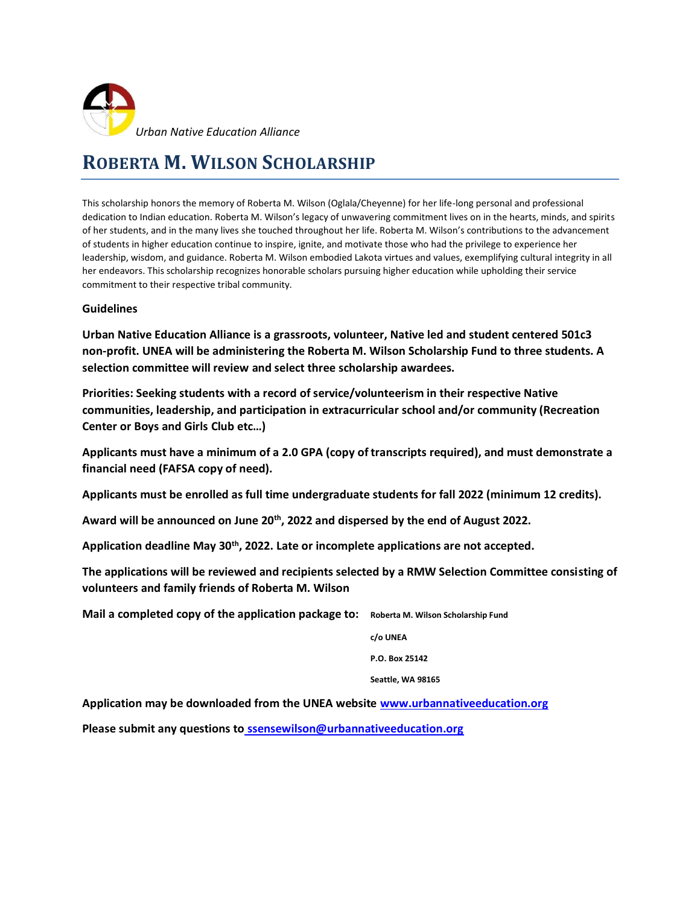*Urban Native Education Alliance*

# Roberta M. Wilson Scholarship

This scholarship honors the memory of Roberta M. Wilson (Oglala/Cheyenne) for her life-long personal and professional dedication to Indian education. Roberta M. Wilson's legacy of unwavering commitment lives on in the hearts, minds, and spirits of her students, and in the many lives she touched throughout her life. Roberta M. Wilson's contributions to the advancement of students in higher education continue to inspire, ignite, and motivate those who had the privilege to experience her leadership, wisdom, and guidance. Roberta M. Wilson embodied Lakota virtues and values, exemplifying cultural integrity in all her endeavors. This scholarship recognizes honorable scholars pursuing higher education while upholding their service commitment to their respective tribal community.

**Guidelines**

**Urban Native Education Alliance is a grassroots, volunteer, Native led and student centered 501c3 non-profit. UNEA will be administering the Roberta M. Wilson Scholarship Fund to three students. A selection committee will review and select three scholarship awardees.**

**Priorities: Seeking students with a record of service/volunteerism in their respective Native communities, leadership, and participation in extracurricular school and/or community (Recreation Center or Boys and Girls Club etc…)**

**Applicants must have a minimum of a 2.0 GPA (copy of transcripts required), and must demonstrate a financial need (FAFSA copy of need).**

**Applicants must be enrolled as full time undergraduate students for fall 2022 (minimum 12 credits).**

**Award will be announced on June 20th, 2022 and dispersed by the end of August 2022.**

**Application deadline May 30th, 2022. Late or incomplete applications are not accepted.**

**The applications will be reviewed and recipients selected by a RMW Selection Committee consisting of volunteers and family friends of Roberta M. Wilson**

**Mail a completed copy of the application package to:**

**Roberta M. Wilson Scholarship Fund**
**c/o UNEA**
**P.O. Box 25142**
**Seattle, WA 98165**

**Application may be downloaded from the UNEA website [www.urbannativeeducation.org](http://www.urbannativeeducation.org)**

**Please submit any questions to [ssensewilson@urbannativeeducation.org](mailto:ssensewilson@urbannativeeducation.org)**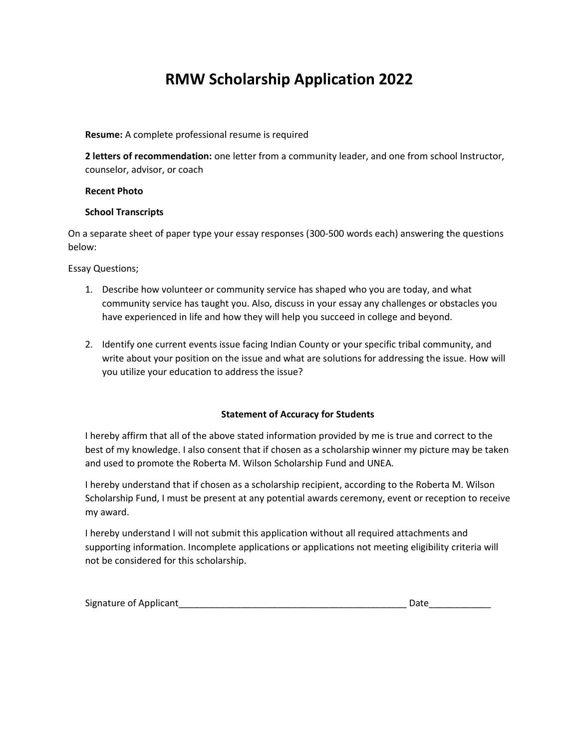# RMW Scholarship Application 2022

**Resume:** A complete professional resume is required

**2 letters of recommendation:** one letter from a community leader, and one from school Instructor, counselor, advisor, or coach

**Recent Photo**

**School Transcripts**

On a separate sheet of paper type your essay responses (300-500 words each) answering the questions below:

Essay Questions;

1. Describe how volunteer or community service has shaped who you are today, and what community service has taught you. Also, discuss in your essay any challenges or obstacles you have experienced in life and how they will help you succeed in college and beyond.

2. Identify one current events issue facing Indian County or your specific tribal community, and write about your position on the issue and what are solutions for addressing the issue. How will you utilize your education to address the issue?

**Statement of Accuracy for Students**

I hereby affirm that all of the above stated information provided by me is true and correct to the best of my knowledge. I also consent that if chosen as a scholarship winner my picture may be taken and used to promote the Roberta M. Wilson Scholarship Fund and UNEA.

I hereby understand that if chosen as a scholarship recipient, according to the Roberta M. Wilson Scholarship Fund, I must be present at any potential awards ceremony, event or reception to receive my award.

I hereby understand I will not submit this application without all required attachments and supporting information. Incomplete applications or applications not meeting eligibility criteria will not be considered for this scholarship.

Signature of Applicant_____________________________________________ Date____________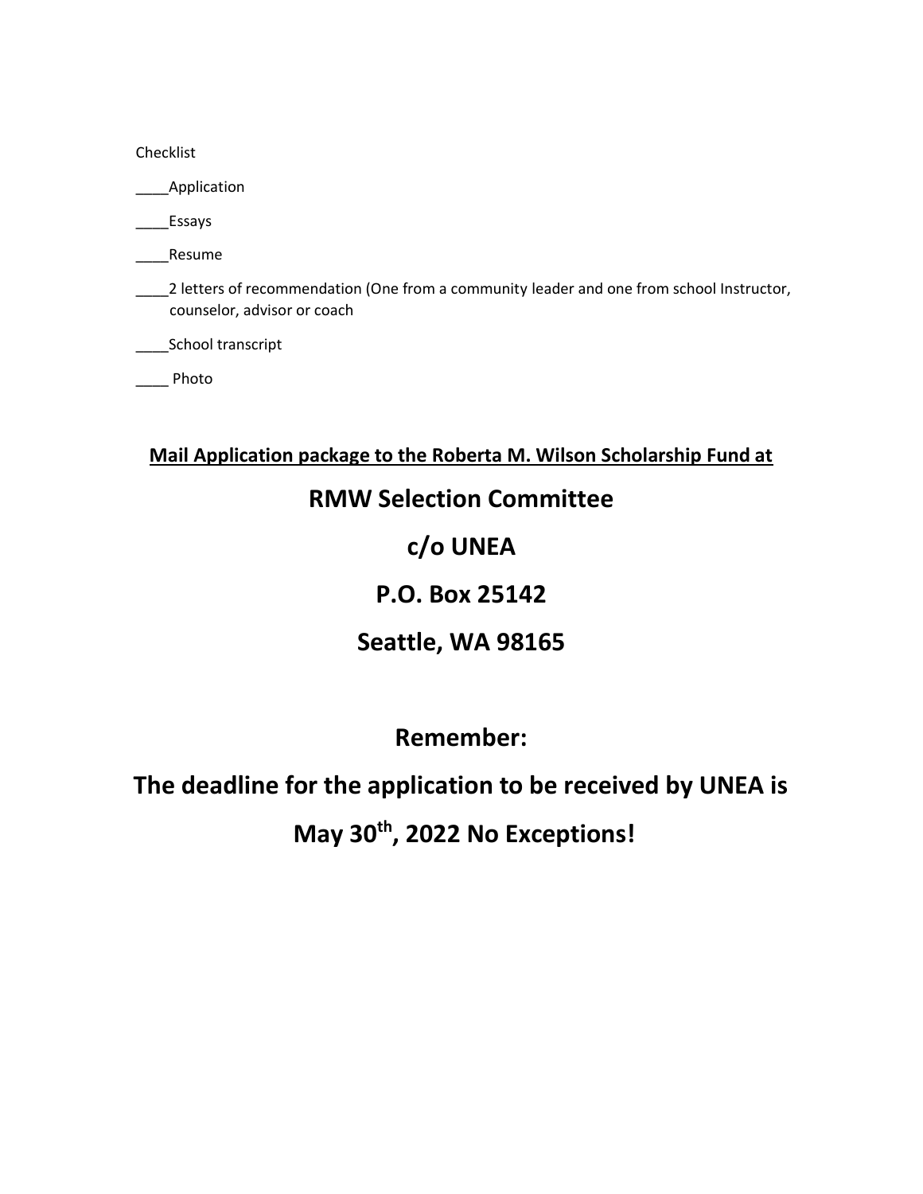Checklist

____Application

____Essays

____Resume

____2 letters of recommendation (One from a community leader and one from school Instructor, counselor, advisor or coach

____School transcript

____ Photo

**<u>Mail Application package to the Roberta M. Wilson Scholarship Fund at</u>**

## RMW Selection Committee

## c/o UNEA

## P.O. Box 25142

## Seattle, WA 98165

## Remember:

## The deadline for the application to be received by UNEA is

## May 30th, 2022 No Exceptions!